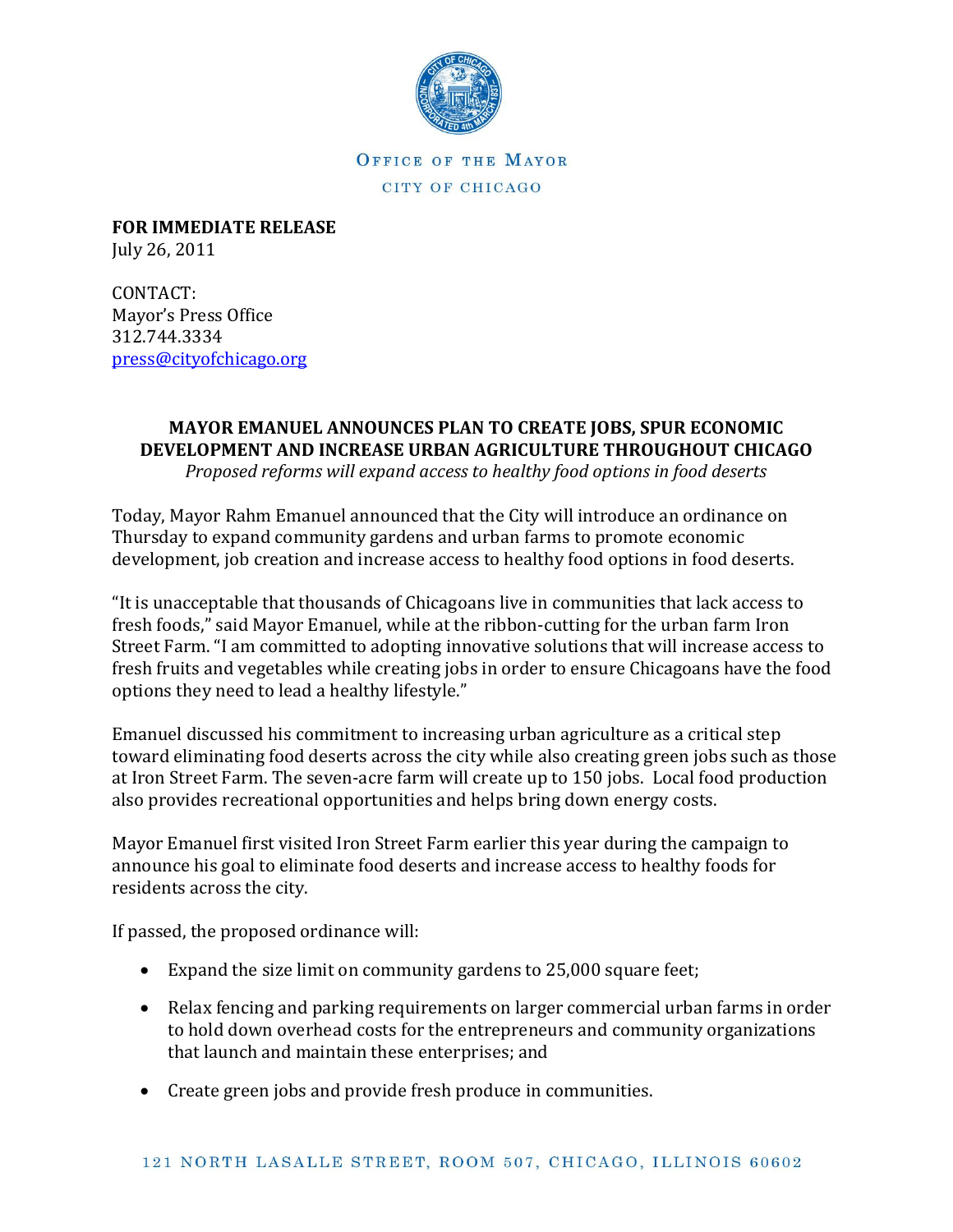OFFICE OF THE MAYOR

CITY OF CHICAGO

**FOR IMMEDIATE RELEASE**
July 26, 2011

CONTACT:
Mayor's Press Office
312.744.3334
press@cityofchicago.org

**MAYOR EMANUEL ANNOUNCES PLAN TO CREATE JOBS, SPUR ECONOMIC DEVELOPMENT AND INCREASE URBAN AGRICULTURE THROUGHOUT CHICAGO**

*Proposed reforms will expand access to healthy food options in food deserts*

Today, Mayor Rahm Emanuel announced that the City will introduce an ordinance on Thursday to expand community gardens and urban farms to promote economic development, job creation and increase access to healthy food options in food deserts.

"It is unacceptable that thousands of Chicagoans live in communities that lack access to fresh foods," said Mayor Emanuel, while at the ribbon-cutting for the urban farm Iron Street Farm. "I am committed to adopting innovative solutions that will increase access to fresh fruits and vegetables while creating jobs in order to ensure Chicagoans have the food options they need to lead a healthy lifestyle."

Emanuel discussed his commitment to increasing urban agriculture as a critical step toward eliminating food deserts across the city while also creating green jobs such as those at Iron Street Farm. The seven-acre farm will create up to 150 jobs. Local food production also provides recreational opportunities and helps bring down energy costs.

Mayor Emanuel first visited Iron Street Farm earlier this year during the campaign to announce his goal to eliminate food deserts and increase access to healthy foods for residents across the city.

If passed, the proposed ordinance will:

- Expand the size limit on community gardens to 25,000 square feet;
- Relax fencing and parking requirements on larger commercial urban farms in order to hold down overhead costs for the entrepreneurs and community organizations that launch and maintain these enterprises; and
- Create green jobs and provide fresh produce in communities.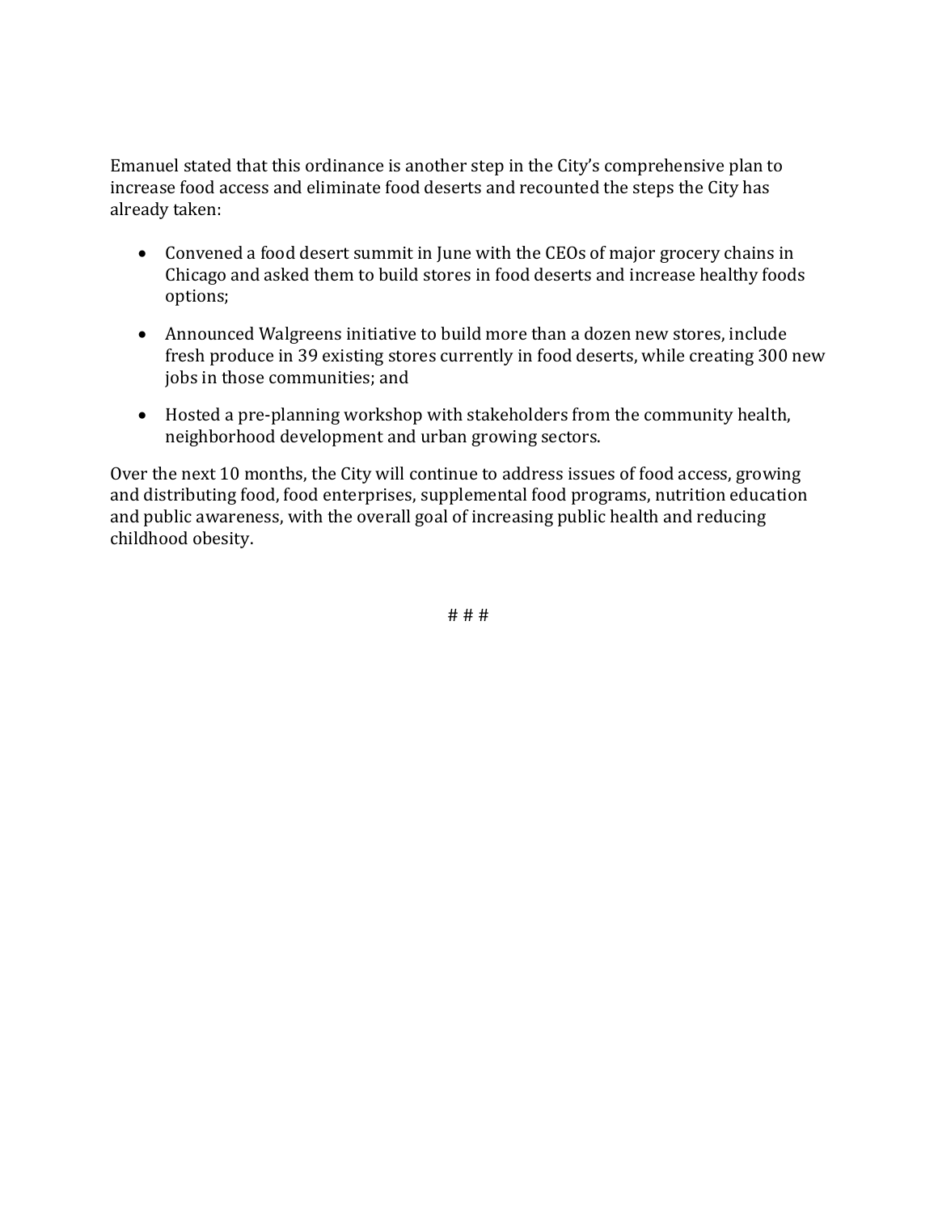Emanuel stated that this ordinance is another step in the City's comprehensive plan to increase food access and eliminate food deserts and recounted the steps the City has already taken:

- Convened a food desert summit in June with the CEOs of major grocery chains in Chicago and asked them to build stores in food deserts and increase healthy foods options;
- Announced Walgreens initiative to build more than a dozen new stores, include fresh produce in 39 existing stores currently in food deserts, while creating 300 new jobs in those communities; and
- Hosted a pre-planning workshop with stakeholders from the community health, neighborhood development and urban growing sectors.

Over the next 10 months, the City will continue to address issues of food access, growing and distributing food, food enterprises, supplemental food programs, nutrition education and public awareness, with the overall goal of increasing public health and reducing childhood obesity.

# # #